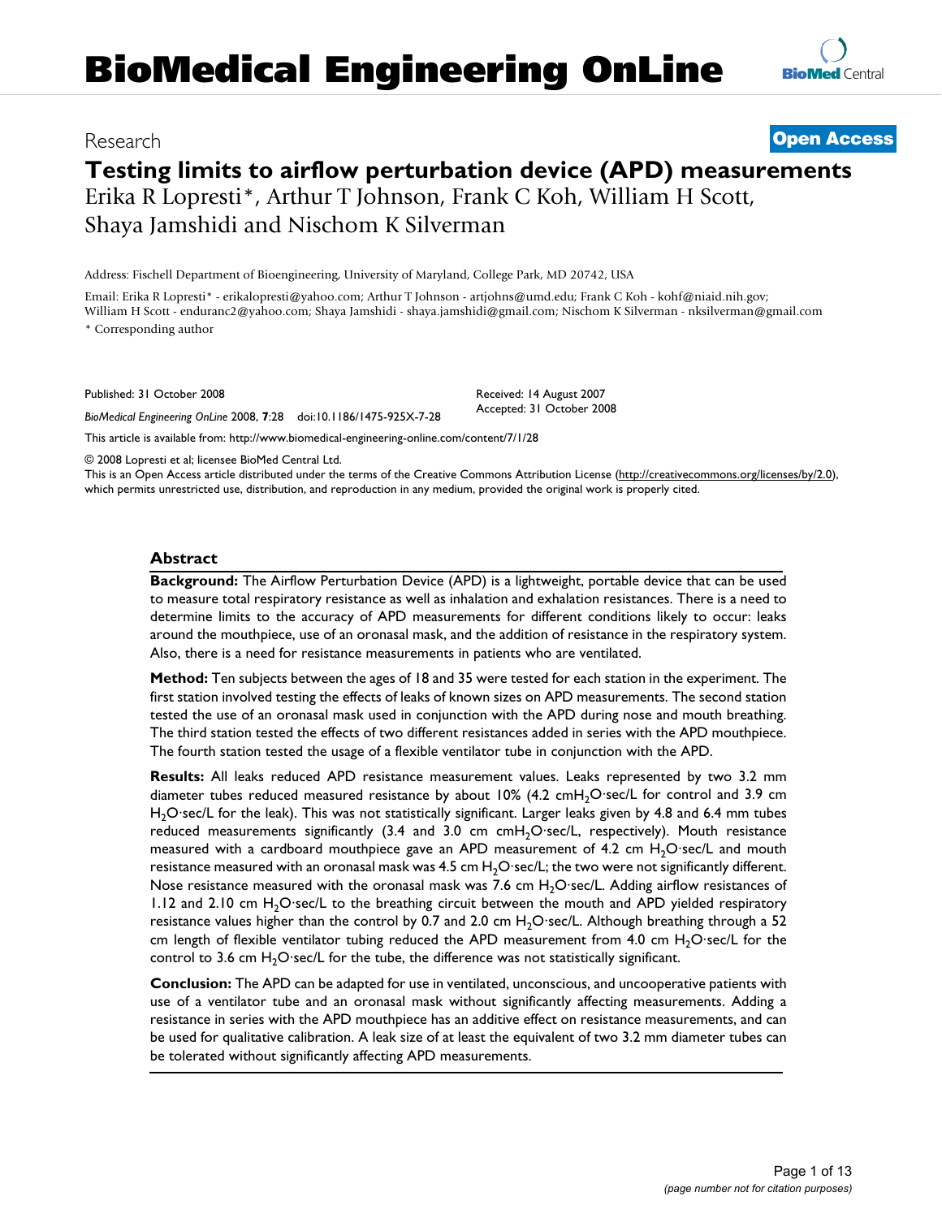# BioMedical Engineering OnLine

Research

**Open Access**

# Testing limits to airflow perturbation device (APD) measurements

Erika R Lopresti*, Arthur T Johnson, Frank C Koh, William H Scott, Shaya Jamshidi and Nischom K Silverman

Address: Fischell Department of Bioengineering, University of Maryland, College Park, MD 20742, USA

Email: Erika R Lopresti* - erikalopresti@yahoo.com; Arthur T Johnson - artjohns@umd.edu; Frank C Koh - kohf@niaid.nih.gov; William H Scott - enduranc2@yahoo.com; Shaya Jamshidi - shaya.jamshidi@gmail.com; Nischom K Silverman - nksilverman@gmail.com

* Corresponding author

Published: 31 October 2008

*BioMedical Engineering OnLine* 2008, **7**:28 doi:10.1186/1475-925X-7-28

Received: 14 August 2007
Accepted: 31 October 2008

This article is available from: http://www.biomedical-engineering-online.com/content/7/1/28

© 2008 Lopresti et al; licensee BioMed Central Ltd.
This is an Open Access article distributed under the terms of the Creative Commons Attribution License (http://creativecommons.org/licenses/by/2.0), which permits unrestricted use, distribution, and reproduction in any medium, provided the original work is properly cited.

## Abstract

**Background:** The Airflow Perturbation Device (APD) is a lightweight, portable device that can be used to measure total respiratory resistance as well as inhalation and exhalation resistances. There is a need to determine limits to the accuracy of APD measurements for different conditions likely to occur: leaks around the mouthpiece, use of an oronasal mask, and the addition of resistance in the respiratory system. Also, there is a need for resistance measurements in patients who are ventilated.

**Method:** Ten subjects between the ages of 18 and 35 were tested for each station in the experiment. The first station involved testing the effects of leaks of known sizes on APD measurements. The second station tested the use of an oronasal mask used in conjunction with the APD during nose and mouth breathing. The third station tested the effects of two different resistances added in series with the APD mouthpiece. The fourth station tested the usage of a flexible ventilator tube in conjunction with the APD.

**Results:** All leaks reduced APD resistance measurement values. Leaks represented by two 3.2 mm diameter tubes reduced measured resistance by about 10% (4.2 cm$H_2O$·sec/L for control and 3.9 cm $H_2O$·sec/L for the leak). This was not statistically significant. Larger leaks given by 4.8 and 6.4 mm tubes reduced measurements significantly (3.4 and 3.0 cm cm$H_2O$·sec/L, respectively). Mouth resistance measured with a cardboard mouthpiece gave an APD measurement of 4.2 cm $H_2O$·sec/L and mouth resistance measured with an oronasal mask was 4.5 cm $H_2O$·sec/L; the two were not significantly different. Nose resistance measured with the oronasal mask was 7.6 cm $H_2O$·sec/L. Adding airflow resistances of 1.12 and 2.10 cm $H_2O$·sec/L to the breathing circuit between the mouth and APD yielded respiratory resistance values higher than the control by 0.7 and 2.0 cm $H_2O$·sec/L. Although breathing through a 52 cm length of flexible ventilator tubing reduced the APD measurement from 4.0 cm $H_2O$·sec/L for the control to 3.6 cm $H_2O$·sec/L for the tube, the difference was not statistically significant.

**Conclusion:** The APD can be adapted for use in ventilated, unconscious, and uncooperative patients with use of a ventilator tube and an oronasal mask without significantly affecting measurements. Adding a resistance in series with the APD mouthpiece has an additive effect on resistance measurements, and can be used for qualitative calibration. A leak size of at least the equivalent of two 3.2 mm diameter tubes can be tolerated without significantly affecting APD measurements.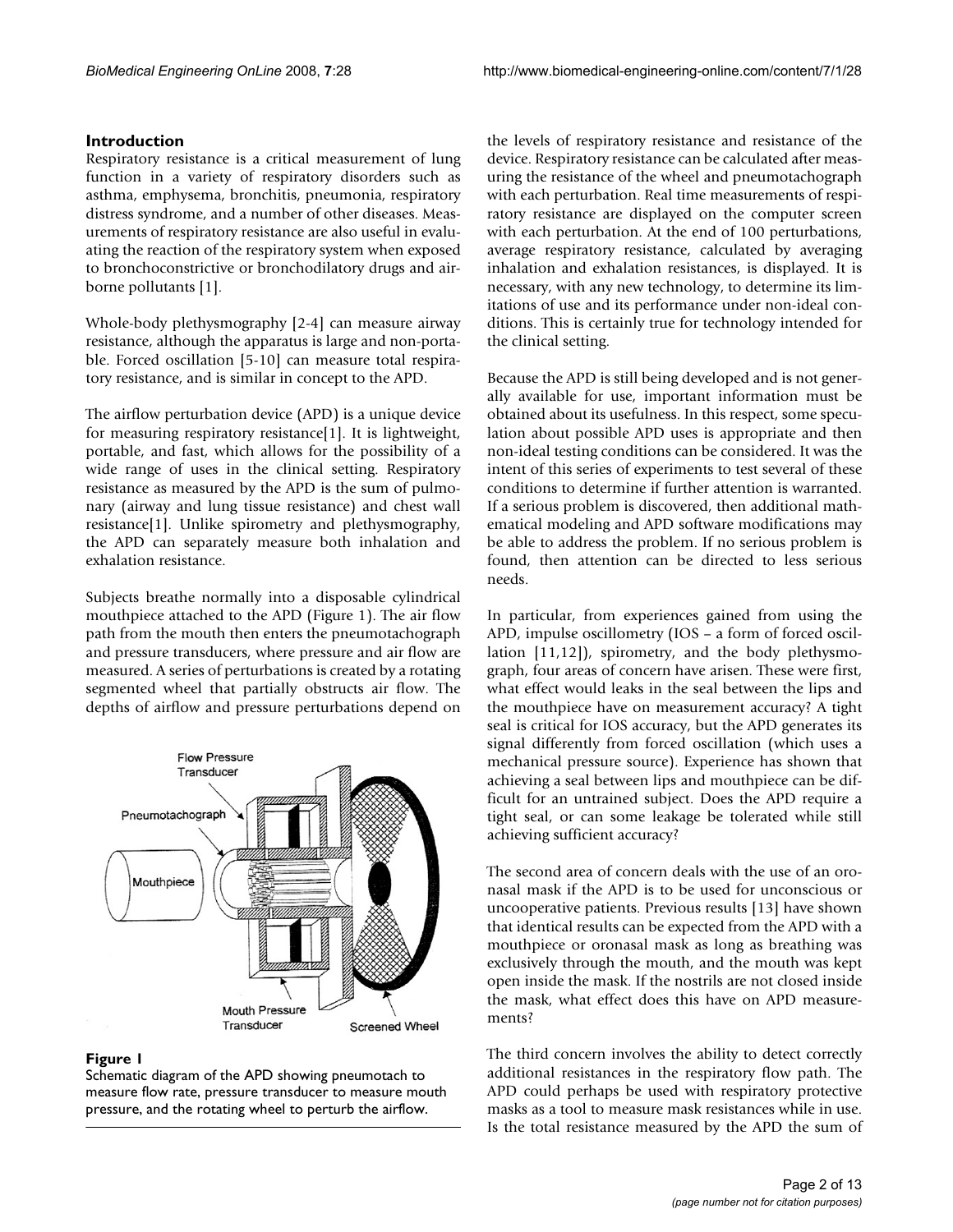## Introduction

Respiratory resistance is a critical measurement of lung function in a variety of respiratory disorders such as asthma, emphysema, bronchitis, pneumonia, respiratory distress syndrome, and a number of other diseases. Measurements of respiratory resistance are also useful in evaluating the reaction of the respiratory system when exposed to bronchoconstrictive or bronchodilatory drugs and airborne pollutants [1].

Whole-body plethysmography [2-4] can measure airway resistance, although the apparatus is large and non-portable. Forced oscillation [5-10] can measure total respiratory resistance, and is similar in concept to the APD.

The airflow perturbation device (APD) is a unique device for measuring respiratory resistance[1]. It is lightweight, portable, and fast, which allows for the possibility of a wide range of uses in the clinical setting. Respiratory resistance as measured by the APD is the sum of pulmonary (airway and lung tissue resistance) and chest wall resistance[1]. Unlike spirometry and plethysmography, the APD can separately measure both inhalation and exhalation resistance.

Subjects breathe normally into a disposable cylindrical mouthpiece attached to the APD (Figure 1). The air flow path from the mouth then enters the pneumotachograph and pressure transducers, where pressure and air flow are measured. A series of perturbations is created by a rotating segmented wheel that partially obstructs air flow. The depths of airflow and pressure perturbations depend on the levels of respiratory resistance and resistance of the device. Respiratory resistance can be calculated after measuring the resistance of the wheel and pneumotachograph with each perturbation. Real time measurements of respiratory resistance are displayed on the computer screen with each perturbation. At the end of 100 perturbations, average respiratory resistance, calculated by averaging inhalation and exhalation resistances, is displayed. It is necessary, with any new technology, to determine its limitations of use and its performance under non-ideal conditions. This is certainly true for technology intended for the clinical setting.

**Figure 1**

Schematic diagram of the APD showing pneumotach to measure flow rate, pressure transducer to measure mouth pressure, and the rotating wheel to perturb the airflow.

Because the APD is still being developed and is not generally available for use, important information must be obtained about its usefulness. In this respect, some speculation about possible APD uses is appropriate and then non-ideal testing conditions can be considered. It was the intent of this series of experiments to test several of these conditions to determine if further attention is warranted. If a serious problem is discovered, then additional mathematical modeling and APD software modifications may be able to address the problem. If no serious problem is found, then attention can be directed to less serious needs.

In particular, from experiences gained from using the APD, impulse oscillometry (IOS – a form of forced oscillation [11,12]), spirometry, and the body plethysmograph, four areas of concern have arisen. These were first, what effect would leaks in the seal between the lips and the mouthpiece have on measurement accuracy? A tight seal is critical for IOS accuracy, but the APD generates its signal differently from forced oscillation (which uses a mechanical pressure source). Experience has shown that achieving a seal between lips and mouthpiece can be difficult for an untrained subject. Does the APD require a tight seal, or can some leakage be tolerated while still achieving sufficient accuracy?

The second area of concern deals with the use of an oronasal mask if the APD is to be used for unconscious or uncooperative patients. Previous results [13] have shown that identical results can be expected from the APD with a mouthpiece or oronasal mask as long as breathing was exclusively through the mouth, and the mouth was kept open inside the mask. If the nostrils are not closed inside the mask, what effect does this have on APD measurements?

The third concern involves the ability to detect correctly additional resistances in the respiratory flow path. The APD could perhaps be used with respiratory protective masks as a tool to measure mask resistances while in use. Is the total resistance measured by the APD the sum of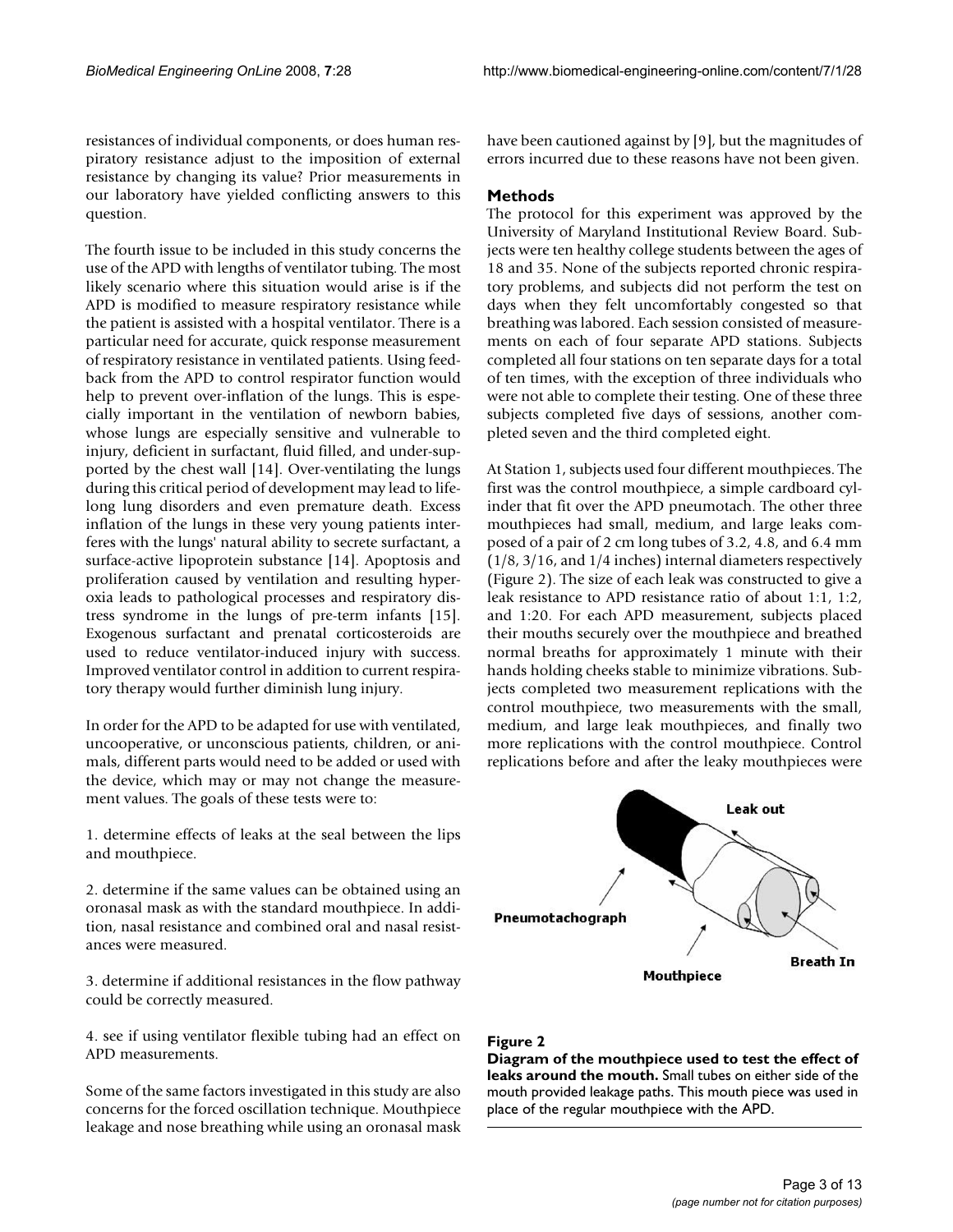resistances of individual components, or does human respiratory resistance adjust to the imposition of external resistance by changing its value? Prior measurements in our laboratory have yielded conflicting answers to this question.

The fourth issue to be included in this study concerns the use of the APD with lengths of ventilator tubing. The most likely scenario where this situation would arise is if the APD is modified to measure respiratory resistance while the patient is assisted with a hospital ventilator. There is a particular need for accurate, quick response measurement of respiratory resistance in ventilated patients. Using feedback from the APD to control respirator function would help to prevent over-inflation of the lungs. This is especially important in the ventilation of newborn babies, whose lungs are especially sensitive and vulnerable to injury, deficient in surfactant, fluid filled, and under-supported by the chest wall [14]. Over-ventilating the lungs during this critical period of development may lead to lifelong lung disorders and even premature death. Excess inflation of the lungs in these very young patients interferes with the lungs' natural ability to secrete surfactant, a surface-active lipoprotein substance [14]. Apoptosis and proliferation caused by ventilation and resulting hyperoxia leads to pathological processes and respiratory distress syndrome in the lungs of pre-term infants [15]. Exogenous surfactant and prenatal corticosteroids are used to reduce ventilator-induced injury with success. Improved ventilator control in addition to current respiratory therapy would further diminish lung injury.

In order for the APD to be adapted for use with ventilated, uncooperative, or unconscious patients, children, or animals, different parts would need to be added or used with the device, which may or may not change the measurement values. The goals of these tests were to:

1. determine effects of leaks at the seal between the lips and mouthpiece.

2. determine if the same values can be obtained using an oronasal mask as with the standard mouthpiece. In addition, nasal resistance and combined oral and nasal resistances were measured.

3. determine if additional resistances in the flow pathway could be correctly measured.

4. see if using ventilator flexible tubing had an effect on APD measurements.

Some of the same factors investigated in this study are also concerns for the forced oscillation technique. Mouthpiece leakage and nose breathing while using an oronasal mask have been cautioned against by [9], but the magnitudes of errors incurred due to these reasons have not been given.

## Methods

The protocol for this experiment was approved by the University of Maryland Institutional Review Board. Subjects were ten healthy college students between the ages of 18 and 35. None of the subjects reported chronic respiratory problems, and subjects did not perform the test on days when they felt uncomfortably congested so that breathing was labored. Each session consisted of measurements on each of four separate APD stations. Subjects completed all four stations on ten separate days for a total of ten times, with the exception of three individuals who were not able to complete their testing. One of these three subjects completed five days of sessions, another completed seven and the third completed eight.

At Station 1, subjects used four different mouthpieces. The first was the control mouthpiece, a simple cardboard cylinder that fit over the APD pneumotach. The other three mouthpieces had small, medium, and large leaks composed of a pair of 2 cm long tubes of 3.2, 4.8, and 6.4 mm (1/8, 3/16, and 1/4 inches) internal diameters respectively (Figure 2). The size of each leak was constructed to give a leak resistance to APD resistance ratio of about 1:1, 1:2, and 1:20. For each APD measurement, subjects placed their mouths securely over the mouthpiece and breathed normal breaths for approximately 1 minute with their hands holding cheeks stable to minimize vibrations. Subjects completed two measurement replications with the control mouthpiece, two measurements with the small, medium, and large leak mouthpieces, and finally two more replications with the control mouthpiece. Control replications before and after the leaky mouthpieces were

**Figure 2**

**Diagram of the mouthpiece used to test the effect of leaks around the mouth.** Small tubes on either side of the mouth provided leakage paths. This mouth piece was used in place of the regular mouthpiece with the APD.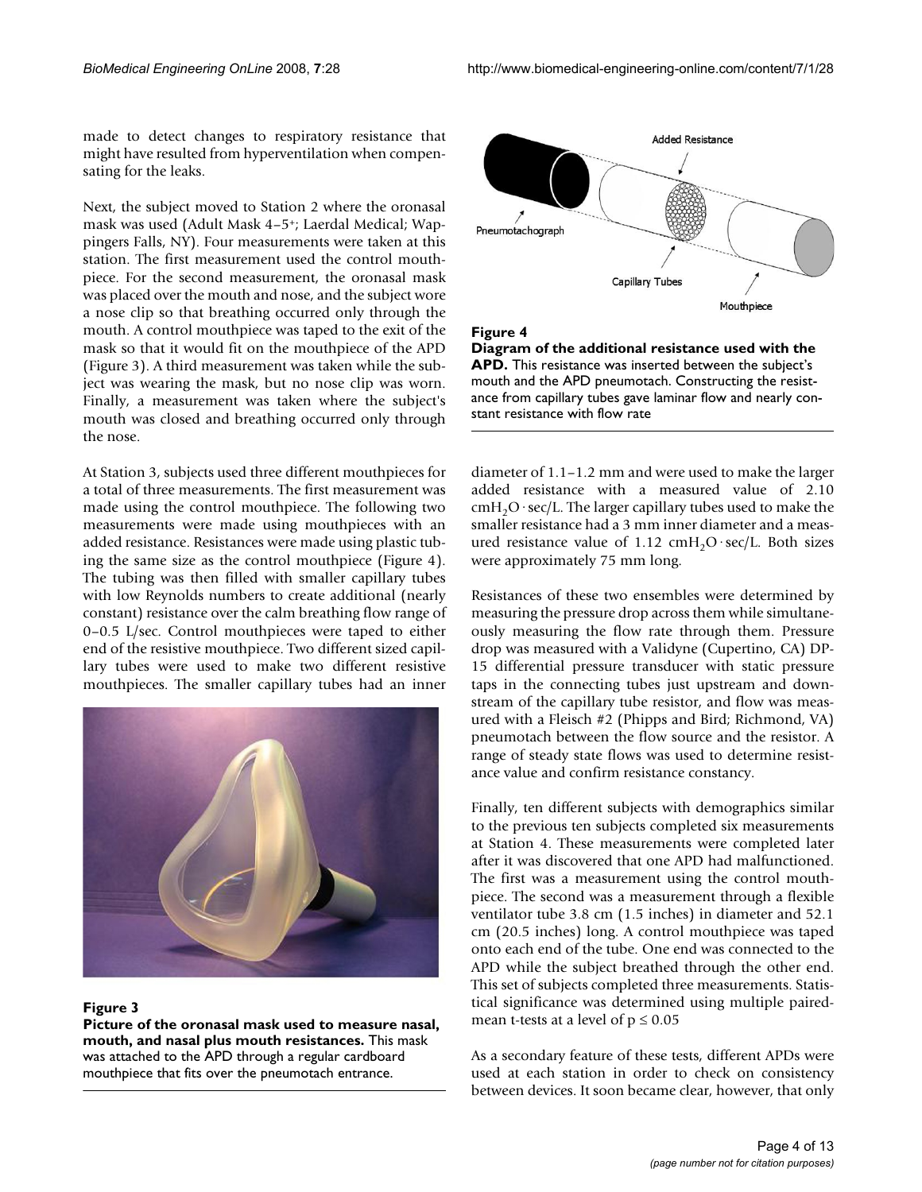made to detect changes to respiratory resistance that might have resulted from hyperventilation when compensating for the leaks.

Next, the subject moved to Station 2 where the oronasal mask was used (Adult Mask 4–5+; Laerdal Medical; Wappingers Falls, NY). Four measurements were taken at this station. The first measurement used the control mouthpiece. For the second measurement, the oronasal mask was placed over the mouth and nose, and the subject wore a nose clip so that breathing occurred only through the mouth. A control mouthpiece was taped to the exit of the mask so that it would fit on the mouthpiece of the APD (Figure 3). A third measurement was taken while the subject was wearing the mask, but no nose clip was worn. Finally, a measurement was taken where the subject's mouth was closed and breathing occurred only through the nose.

At Station 3, subjects used three different mouthpieces for a total of three measurements. The first measurement was made using the control mouthpiece. The following two measurements were made using mouthpieces with an added resistance. Resistances were made using plastic tubing the same size as the control mouthpiece (Figure 4). The tubing was then filled with smaller capillary tubes with low Reynolds numbers to create additional (nearly constant) resistance over the calm breathing flow range of 0–0.5 L/sec. Control mouthpieces were taped to either end of the resistive mouthpiece. Two different sized capillary tubes were used to make two different resistive mouthpieces. The smaller capillary tubes had an inner diameter of 1.1–1.2 mm and were used to make the larger added resistance with a measured value of 2.10 $cmH_2O \cdot sec/L$. The larger capillary tubes used to make the smaller resistance had a 3 mm inner diameter and a measured resistance value of 1.12 $cmH_2O \cdot sec/L$. Both sizes were approximately 75 mm long.

**Figure 3**

**Picture of the oronasal mask used to measure nasal, mouth, and nasal plus mouth resistances.** This mask was attached to the APD through a regular cardboard mouthpiece that fits over the pneumotach entrance.

**Figure 4**

**Diagram of the additional resistance used with the APD.** This resistance was inserted between the subject's mouth and the APD pneumotach. Constructing the resistance from capillary tubes gave laminar flow and nearly constant resistance with flow rate

Resistances of these two ensembles were determined by measuring the pressure drop across them while simultaneously measuring the flow rate through them. Pressure drop was measured with a Validyne (Cupertino, CA) DP-15 differential pressure transducer with static pressure taps in the connecting tubes just upstream and downstream of the capillary tube resistor, and flow was measured with a Fleisch #2 (Phipps and Bird; Richmond, VA) pneumotach between the flow source and the resistor. A range of steady state flows was used to determine resistance value and confirm resistance constancy.

Finally, ten different subjects with demographics similar to the previous ten subjects completed six measurements at Station 4. These measurements were completed later after it was discovered that one APD had malfunctioned. The first was a measurement using the control mouthpiece. The second was a measurement through a flexible ventilator tube 3.8 cm (1.5 inches) in diameter and 52.1 cm (20.5 inches) long. A control mouthpiece was taped onto each end of the tube. One end was connected to the APD while the subject breathed through the other end. This set of subjects completed three measurements. Statistical significance was determined using multiple paired-mean t-tests at a level of $p \leq 0.05$

As a secondary feature of these tests, different APDs were used at each station in order to check on consistency between devices. It soon became clear, however, that only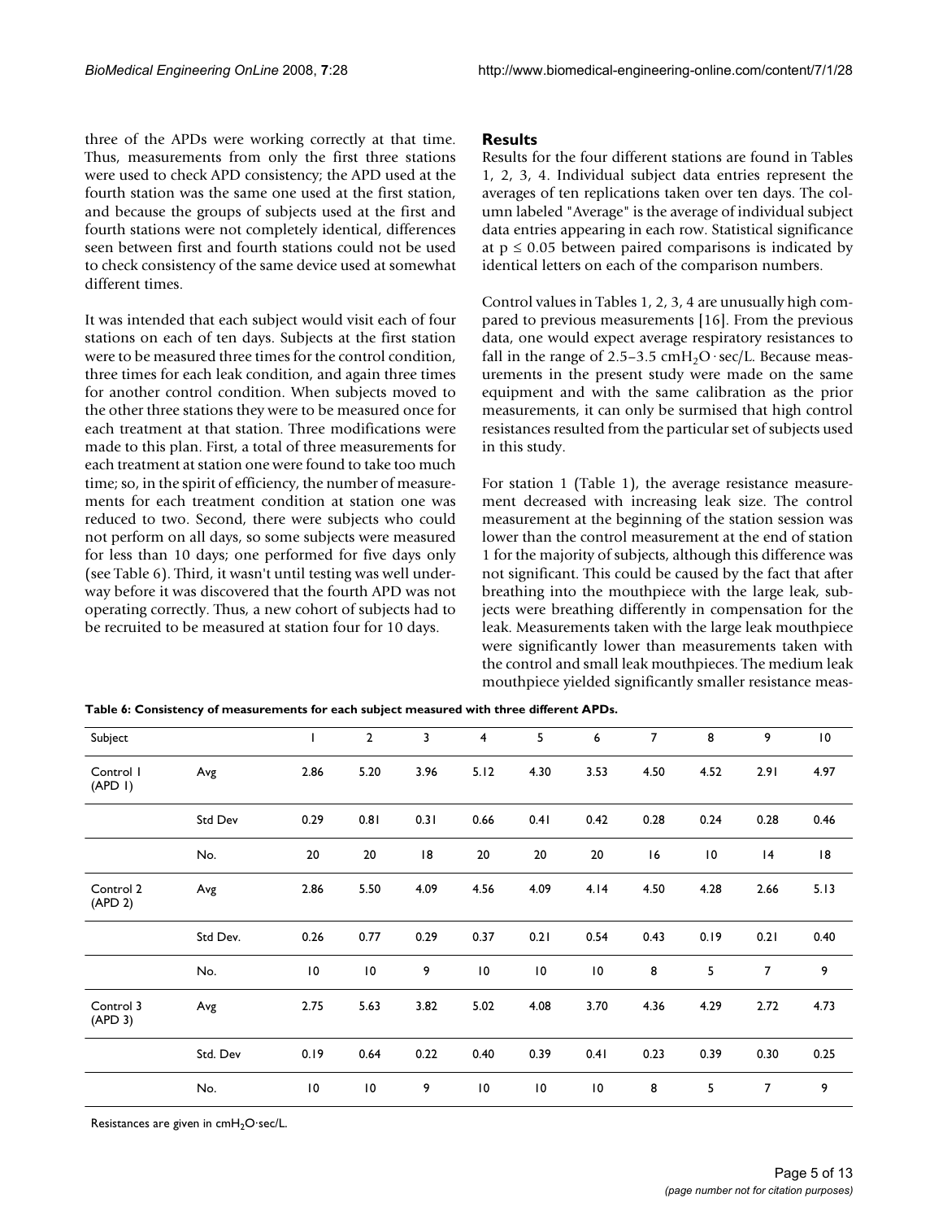three of the APDs were working correctly at that time. Thus, measurements from only the first three stations were used to check APD consistency; the APD used at the fourth station was the same one used at the first station, and because the groups of subjects used at the first and fourth stations were not completely identical, differences seen between first and fourth stations could not be used to check consistency of the same device used at somewhat different times.

It was intended that each subject would visit each of four stations on each of ten days. Subjects at the first station were to be measured three times for the control condition, three times for each leak condition, and again three times for another control condition. When subjects moved to the other three stations they were to be measured once for each treatment at that station. Three modifications were made to this plan. First, a total of three measurements for each treatment at station one were found to take too much time; so, in the spirit of efficiency, the number of measurements for each treatment condition at station one was reduced to two. Second, there were subjects who could not perform on all days, so some subjects were measured for less than 10 days; one performed for five days only (see Table 6). Third, it wasn't until testing was well underway before it was discovered that the fourth APD was not operating correctly. Thus, a new cohort of subjects had to be recruited to be measured at station four for 10 days.

## Results

Results for the four different stations are found in Tables 1, 2, 3, 4. Individual subject data entries represent the averages of ten replications taken over ten days. The column labeled "Average" is the average of individual subject data entries appearing in each row. Statistical significance at $p \leq 0.05$ between paired comparisons is indicated by identical letters on each of the comparison numbers.

Control values in Tables 1, 2, 3, 4 are unusually high compared to previous measurements [16]. From the previous data, one would expect average respiratory resistances to fall in the range of 2.5–3.5 $cmH_2O \cdot sec/L$. Because measurements in the present study were made on the same equipment and with the same calibration as the prior measurements, it can only be surmised that high control resistances resulted from the particular set of subjects used in this study.

For station 1 (Table 1), the average resistance measurement decreased with increasing leak size. The control measurement at the beginning of the station session was lower than the control measurement at the end of station 1 for the majority of subjects, although this difference was not significant. This could be caused by the fact that after breathing into the mouthpiece with the large leak, subjects were breathing differently in compensation for the leak. Measurements taken with the large leak mouthpiece were significantly lower than measurements taken with the control and small leak mouthpieces. The medium leak mouthpiece yielded significantly smaller resistance meas-

**Table 6: Consistency of measurements for each subject measured with three different APDs.**

| Subject | | 1 | 2 | 3 | 4 | 5 | 6 | 7 | 8 | 9 | 10 |
|---|---|---|---|---|---|---|---|---|---|---|---|
| Control 1 (APD 1) | Avg | 2.86 | 5.20 | 3.96 | 5.12 | 4.30 | 3.53 | 4.50 | 4.52 | 2.91 | 4.97 |
| | Std Dev | 0.29 | 0.81 | 0.31 | 0.66 | 0.41 | 0.42 | 0.28 | 0.24 | 0.28 | 0.46 |
| | No. | 20 | 20 | 18 | 20 | 20 | 20 | 16 | 10 | 14 | 18 |
| Control 2 (APD 2) | Avg | 2.86 | 5.50 | 4.09 | 4.56 | 4.09 | 4.14 | 4.50 | 4.28 | 2.66 | 5.13 |
| | Std Dev. | 0.26 | 0.77 | 0.29 | 0.37 | 0.21 | 0.54 | 0.43 | 0.19 | 0.21 | 0.40 |
| | No. | 10 | 10 | 9 | 10 | 10 | 10 | 8 | 5 | 7 | 9 |
| Control 3 (APD 3) | Avg | 2.75 | 5.63 | 3.82 | 5.02 | 4.08 | 3.70 | 4.36 | 4.29 | 2.72 | 4.73 |
| | Std. Dev | 0.19 | 0.64 | 0.22 | 0.40 | 0.39 | 0.41 | 0.23 | 0.39 | 0.30 | 0.25 |
| | No. | 10 | 10 | 9 | 10 | 10 | 10 | 8 | 5 | 7 | 9 |

Resistances are given in $cmH_2O \cdot sec/L$.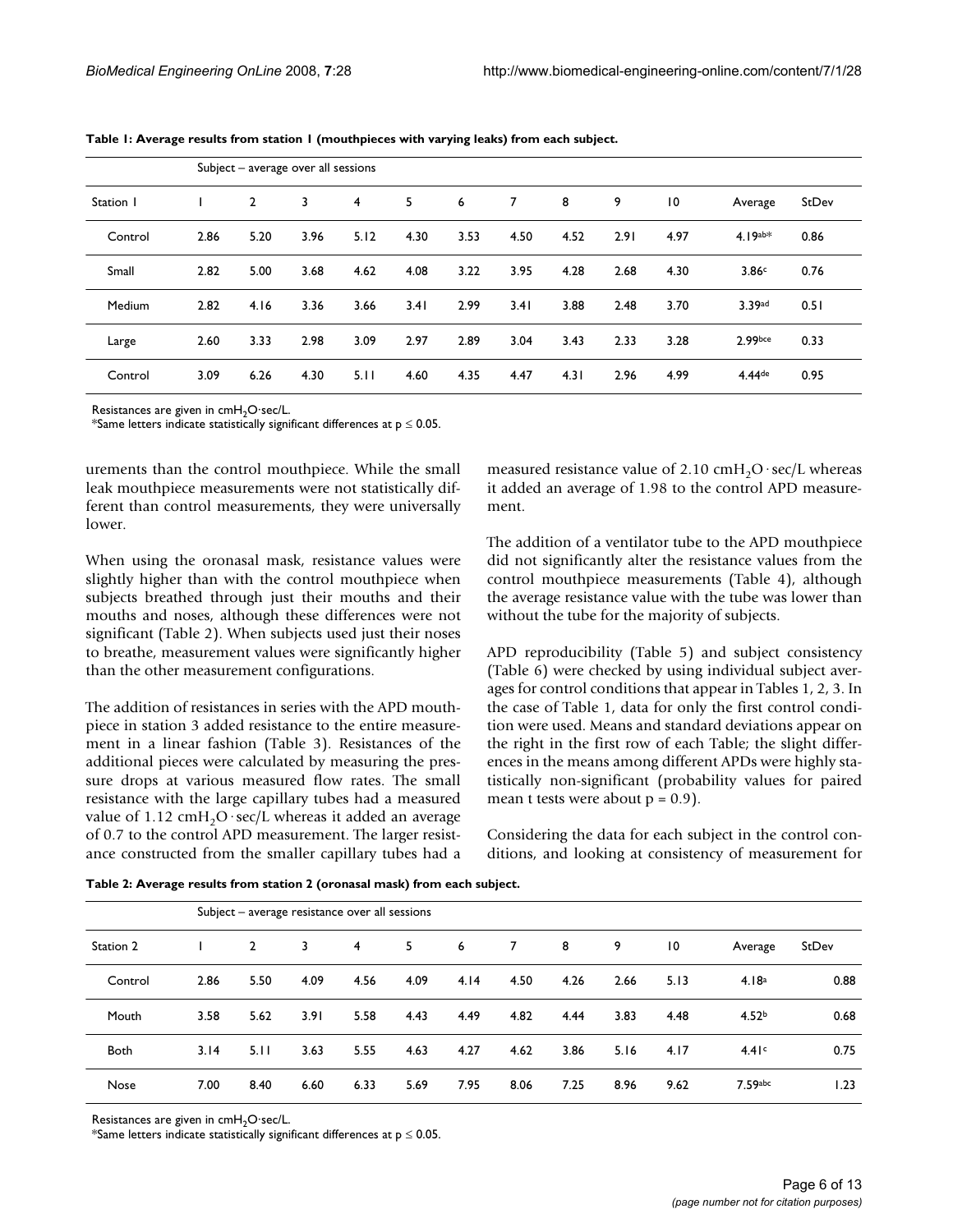**Table 1: Average results from station 1 (mouthpieces with varying leaks) from each subject.**

| | Subject – average over all sessions | | | | | | | | | | | |
|---|---|---|---|---|---|---|---|---|---|---|---|---|
| Station 1 | 1 | 2 | 3 | 4 | 5 | 6 | 7 | 8 | 9 | 10 | Average | StDev |
| Control | 2.86 | 5.20 | 3.96 | 5.12 | 4.30 | 3.53 | 4.50 | 4.52 | 2.91 | 4.97 | 4.19[ab*] | 0.86 |
| Small | 2.82 | 5.00 | 3.68 | 4.62 | 4.08 | 3.22 | 3.95 | 4.28 | 2.68 | 4.30 | 3.86[c] | 0.76 |
| Medium | 2.82 | 4.16 | 3.36 | 3.66 | 3.41 | 2.99 | 3.41 | 3.88 | 2.48 | 3.70 | 3.39[ad] | 0.51 |
| Large | 2.60 | 3.33 | 2.98 | 3.09 | 2.97 | 2.89 | 3.04 | 3.43 | 2.33 | 3.28 | 2.99[bce] | 0.33 |
| Control | 3.09 | 6.26 | 4.30 | 5.11 | 4.60 | 4.35 | 4.47 | 4.31 | 2.96 | 4.99 | 4.44[de] | 0.95 |

Resistances are given in $cmH_2O \cdot sec/L$.
*Same letters indicate statistically significant differences at $p \leq 0.05$.

urements than the control mouthpiece. While the small leak mouthpiece measurements were not statistically different than control measurements, they were universally lower.

When using the oronasal mask, resistance values were slightly higher than with the control mouthpiece when subjects breathed through just their mouths and their mouths and noses, although these differences were not significant (Table 2). When subjects used just their noses to breathe, measurement values were significantly higher than the other measurement configurations.

The addition of resistances in series with the APD mouthpiece in station 3 added resistance to the entire measurement in a linear fashion (Table 3). Resistances of the additional pieces were calculated by measuring the pressure drops at various measured flow rates. The small resistance with the large capillary tubes had a measured value of 1.12 $cmH_2O \cdot sec/L$ whereas it added an average of 0.7 to the control APD measurement. The larger resistance constructed from the smaller capillary tubes had a measured resistance value of 2.10 $cmH_2O \cdot sec/L$ whereas it added an average of 1.98 to the control APD measurement.

The addition of a ventilator tube to the APD mouthpiece did not significantly alter the resistance values from the control mouthpiece measurements (Table 4), although the average resistance value with the tube was lower than without the tube for the majority of subjects.

APD reproducibility (Table 5) and subject consistency (Table 6) were checked by using individual subject averages for control conditions that appear in Tables 1, 2, 3. In the case of Table 1, data for only the first control condition were used. Means and standard deviations appear on the right in the first row of each Table; the slight differences in the means among different APDs were highly statistically non-significant (probability values for paired mean t tests were about $p = 0.9$).

Considering the data for each subject in the control conditions, and looking at consistency of measurement for

**Table 2: Average results from station 2 (oronasal mask) from each subject.**

| | Subject – average resistance over all sessions | | | | | | | | | | | |
|---|---|---|---|---|---|---|---|---|---|---|---|---|
| Station 2 | 1 | 2 | 3 | 4 | 5 | 6 | 7 | 8 | 9 | 10 | Average | StDev |
| Control | 2.86 | 5.50 | 4.09 | 4.56 | 4.09 | 4.14 | 4.50 | 4.26 | 2.66 | 5.13 | 4.18[a] | 0.88 |
| Mouth | 3.58 | 5.62 | 3.91 | 5.58 | 4.43 | 4.49 | 4.82 | 4.44 | 3.83 | 4.48 | 4.52[b] | 0.68 |
| Both | 3.14 | 5.11 | 3.63 | 5.55 | 4.63 | 4.27 | 4.62 | 3.86 | 5.16 | 4.17 | 4.41[c] | 0.75 |
| Nose | 7.00 | 8.40 | 6.60 | 6.33 | 5.69 | 7.95 | 8.06 | 7.25 | 8.96 | 9.62 | 7.59[abc] | 1.23 |

Resistances are given in $cmH_2O \cdot sec/L$.
*Same letters indicate statistically significant differences at $p \leq 0.05$.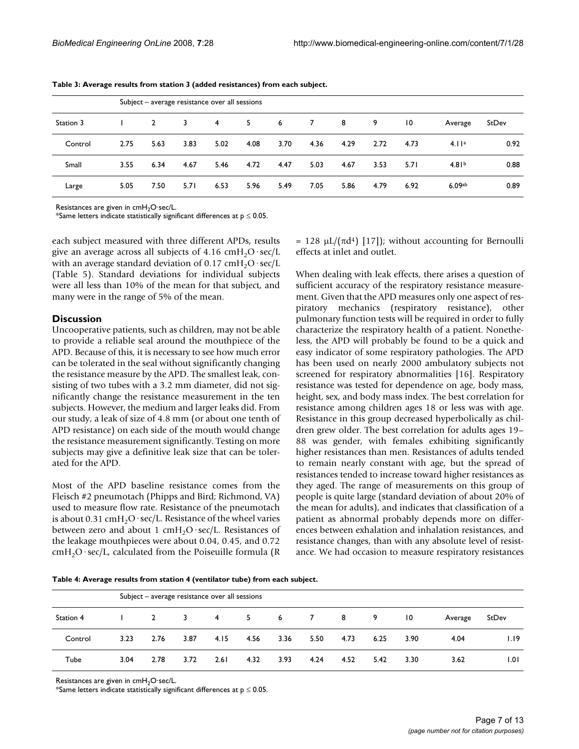**Table 3: Average results from station 3 (added resistances) from each subject.**

| | Subject – average resistance over all sessions | | | | | | | | | | | |
|---|---|---|---|---|---|---|---|---|---|---|---|---|
| Station 3 | 1 | 2 | 3 | 4 | 5 | 6 | 7 | 8 | 9 | 10 | Average | StDev |
| Control | 2.75 | 5.63 | 3.83 | 5.02 | 4.08 | 3.70 | 4.36 | 4.29 | 2.72 | 4.73 | 4.11[a] | 0.92 |
| Small | 3.55 | 6.34 | 4.67 | 5.46 | 4.72 | 4.47 | 5.03 | 4.67 | 3.53 | 5.71 | 4.81[b] | 0.88 |
| Large | 5.05 | 7.50 | 5.71 | 6.53 | 5.96 | 5.49 | 7.05 | 5.86 | 4.79 | 6.92 | 6.09[ab] | 0.89 |

Resistances are given in $cmH_2O$·sec/L.
*Same letters indicate statistically significant differences at $p \leq 0.05$.

each subject measured with three different APDs, results give an average across all subjects of 4.16 $cmH_2O \cdot sec/L$ with an average standard deviation of 0.17 $cmH_2O \cdot sec/L$ (Table 5). Standard deviations for individual subjects were all less than 10% of the mean for that subject, and many were in the range of 5% of the mean.

## Discussion

Uncooperative patients, such as children, may not be able to provide a reliable seal around the mouthpiece of the APD. Because of this, it is necessary to see how much error can be tolerated in the seal without significantly changing the resistance measure by the APD. The smallest leak, consisting of two tubes with a 3.2 mm diameter, did not significantly change the resistance measurement in the ten subjects. However, the medium and larger leaks did. From our study, a leak of size of 4.8 mm (or about one tenth of APD resistance) on each side of the mouth would change the resistance measurement significantly. Testing on more subjects may give a definitive leak size that can be tolerated for the APD.

Most of the APD baseline resistance comes from the Fleisch #2 pneumotach (Phipps and Bird; Richmond, VA) used to measure flow rate. Resistance of the pneumotach is about 0.31 $cmH_2O \cdot sec/L$. Resistance of the wheel varies between zero and about 1 $cmH_2O \cdot sec/L$. Resistances of the leakage mouthpieces were about 0.04, 0.45, and 0.72 $cmH_2O \cdot sec/L$, calculated from the Poiseuille formula ($R = 128\ \mu L/(\pi d^4)$ [17]); without accounting for Bernoulli effects at inlet and outlet.

When dealing with leak effects, there arises a question of sufficient accuracy of the respiratory resistance measurement. Given that the APD measures only one aspect of respiratory mechanics (respiratory resistance), other pulmonary function tests will be required in order to fully characterize the respiratory health of a patient. Nonetheless, the APD will probably be found to be a quick and easy indicator of some respiratory pathologies. The APD has been used on nearly 2000 ambulatory subjects not screened for respiratory abnormalities [16]. Respiratory resistance was tested for dependence on age, body mass, height, sex, and body mass index. The best correlation for resistance among children ages 18 or less was with age. Resistance in this group decreased hyperbolically as children grew older. The best correlation for adults ages 19–88 was gender, with females exhibiting significantly higher resistances than men. Resistances of adults tended to remain nearly constant with age, but the spread of resistances tended to increase toward higher resistances as they aged. The range of measurements on this group of people is quite large (standard deviation of about 20% of the mean for adults), and indicates that classification of a patient as abnormal probably depends more on differences between exhalation and inhalation resistances, and resistance changes, than with any absolute level of resistance. We had occasion to measure respiratory resistances

**Table 4: Average results from station 4 (ventilator tube) from each subject.**

| | Subject – average resistance over all sessions | | | | | | | | | | | |
|---|---|---|---|---|---|---|---|---|---|---|---|---|
| Station 4 | 1 | 2 | 3 | 4 | 5 | 6 | 7 | 8 | 9 | 10 | Average | StDev |
| Control | 3.23 | 2.76 | 3.87 | 4.15 | 4.56 | 3.36 | 5.50 | 4.73 | 6.25 | 3.90 | 4.04 | 1.19 |
| Tube | 3.04 | 2.78 | 3.72 | 2.61 | 4.32 | 3.93 | 4.24 | 4.52 | 5.42 | 3.30 | 3.62 | 1.01 |

Resistances are given in $cmH_2O$·sec/L.
*Same letters indicate statistically significant differences at $p \leq 0.05$.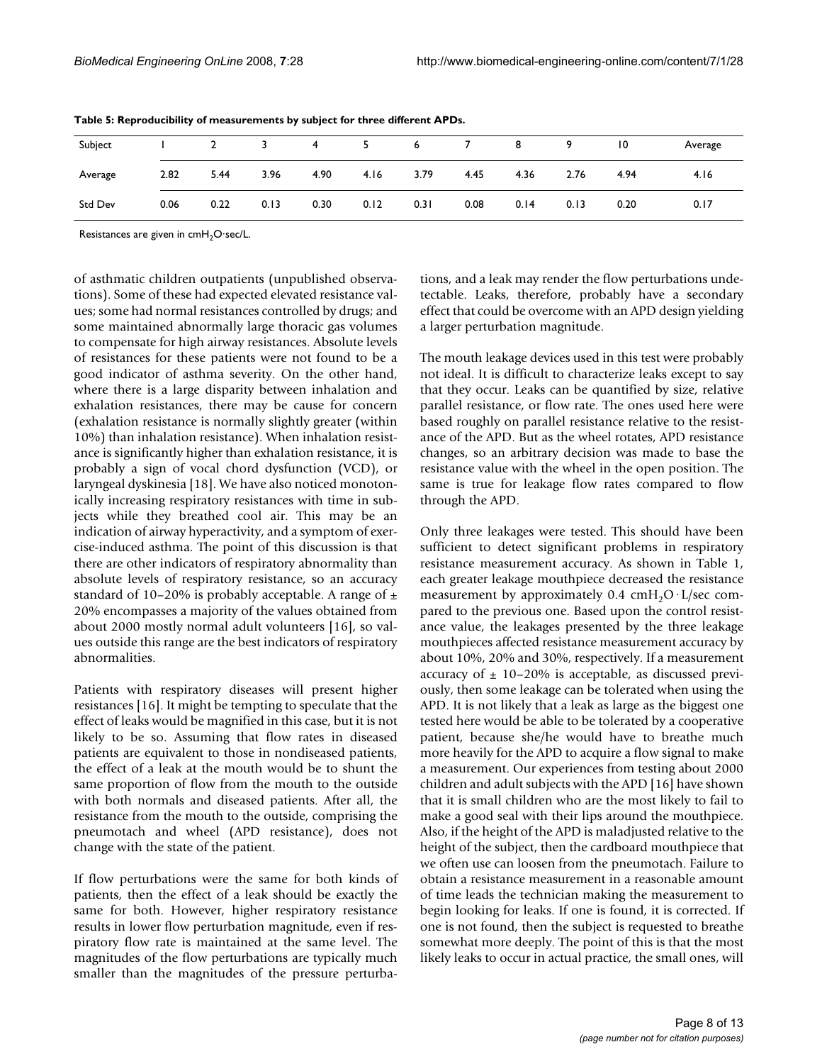**Table 5: Reproducibility of measurements by subject for three different APDs.**

| Subject | 1 | 2 | 3 | 4 | 5 | 6 | 7 | 8 | 9 | 10 | Average |
|---|---|---|---|---|---|---|---|---|---|---|---|
| Average | 2.82 | 5.44 | 3.96 | 4.90 | 4.16 | 3.79 | 4.45 | 4.36 | 2.76 | 4.94 | 4.16 |
| Std Dev | 0.06 | 0.22 | 0.13 | 0.30 | 0.12 | 0.31 | 0.08 | 0.14 | 0.13 | 0.20 | 0.17 |

Resistances are given in $cmH_2O \cdot sec/L$.

of asthmatic children outpatients (unpublished observations). Some of these had expected elevated resistance values; some had normal resistances controlled by drugs; and some maintained abnormally large thoracic gas volumes to compensate for high airway resistances. Absolute levels of resistances for these patients were not found to be a good indicator of asthma severity. On the other hand, where there is a large disparity between inhalation and exhalation resistances, there may be cause for concern (exhalation resistance is normally slightly greater (within 10%) than inhalation resistance). When inhalation resistance is significantly higher than exhalation resistance, it is probably a sign of vocal chord dysfunction (VCD), or laryngeal dyskinesia [18]. We have also noticed monotonically increasing respiratory resistances with time in subjects while they breathed cool air. This may be an indication of airway hyperactivity, and a symptom of exercise-induced asthma. The point of this discussion is that there are other indicators of respiratory abnormality than absolute levels of respiratory resistance, so an accuracy standard of 10–20% is probably acceptable. A range of ± 20% encompasses a majority of the values obtained from about 2000 mostly normal adult volunteers [16], so values outside this range are the best indicators of respiratory abnormalities.

Patients with respiratory diseases will present higher resistances [16]. It might be tempting to speculate that the effect of leaks would be magnified in this case, but it is not likely to be so. Assuming that flow rates in diseased patients are equivalent to those in nondiseased patients, the effect of a leak at the mouth would be to shunt the same proportion of flow from the mouth to the outside with both normals and diseased patients. After all, the resistance from the mouth to the outside, comprising the pneumotach and wheel (APD resistance), does not change with the state of the patient.

If flow perturbations were the same for both kinds of patients, then the effect of a leak should be exactly the same for both. However, higher respiratory resistance results in lower flow perturbation magnitude, even if respiratory flow rate is maintained at the same level. The magnitudes of the flow perturbations are typically much smaller than the magnitudes of the pressure perturbations, and a leak may render the flow perturbations undetectable. Leaks, therefore, probably have a secondary effect that could be overcome with an APD design yielding a larger perturbation magnitude.

The mouth leakage devices used in this test were probably not ideal. It is difficult to characterize leaks except to say that they occur. Leaks can be quantified by size, relative parallel resistance, or flow rate. The ones used here were based roughly on parallel resistance relative to the resistance of the APD. But as the wheel rotates, APD resistance changes, so an arbitrary decision was made to base the resistance value with the wheel in the open position. The same is true for leakage flow rates compared to flow through the APD.

Only three leakages were tested. This should have been sufficient to detect significant problems in respiratory resistance measurement accuracy. As shown in Table 1, each greater leakage mouthpiece decreased the resistance measurement by approximately 0.4 $cmH_2O \cdot L/sec$ compared to the previous one. Based upon the control resistance value, the leakages presented by the three leakage mouthpieces affected resistance measurement accuracy by about 10%, 20% and 30%, respectively. If a measurement accuracy of ± 10–20% is acceptable, as discussed previously, then some leakage can be tolerated when using the APD. It is not likely that a leak as large as the biggest one tested here would be able to be tolerated by a cooperative patient, because she/he would have to breathe much more heavily for the APD to acquire a flow signal to make a measurement. Our experiences from testing about 2000 children and adult subjects with the APD [16] have shown that it is small children who are the most likely to fail to make a good seal with their lips around the mouthpiece. Also, if the height of the APD is maladjusted relative to the height of the subject, then the cardboard mouthpiece that we often use can loosen from the pneumotach. Failure to obtain a resistance measurement in a reasonable amount of time leads the technician making the measurement to begin looking for leaks. If one is found, it is corrected. If one is not found, then the subject is requested to breathe somewhat more deeply. The point of this is that the most likely leaks to occur in actual practice, the small ones, will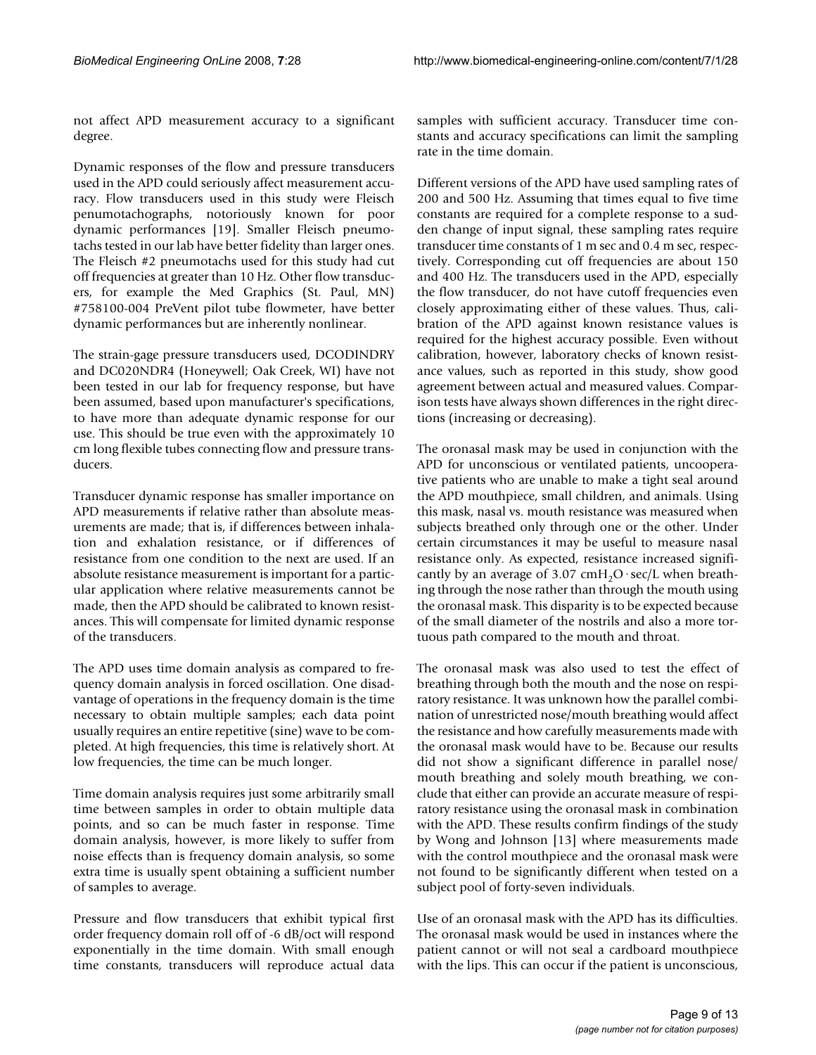not affect APD measurement accuracy to a significant degree.

Dynamic responses of the flow and pressure transducers used in the APD could seriously affect measurement accuracy. Flow transducers used in this study were Fleisch penumotachographs, notoriously known for poor dynamic performances [19]. Smaller Fleisch pneumotachs tested in our lab have better fidelity than larger ones. The Fleisch #2 pneumotachs used for this study had cut off frequencies at greater than 10 Hz. Other flow transducers, for example the Med Graphics (St. Paul, MN) #758100-004 PreVent pilot tube flowmeter, have better dynamic performances but are inherently nonlinear.

The strain-gage pressure transducers used, DCODINDRY and DC020NDR4 (Honeywell; Oak Creek, WI) have not been tested in our lab for frequency response, but have been assumed, based upon manufacturer's specifications, to have more than adequate dynamic response for our use. This should be true even with the approximately 10 cm long flexible tubes connecting flow and pressure transducers.

Transducer dynamic response has smaller importance on APD measurements if relative rather than absolute measurements are made; that is, if differences between inhalation and exhalation resistance, or if differences of resistance from one condition to the next are used. If an absolute resistance measurement is important for a particular application where relative measurements cannot be made, then the APD should be calibrated to known resistances. This will compensate for limited dynamic response of the transducers.

The APD uses time domain analysis as compared to frequency domain analysis in forced oscillation. One disadvantage of operations in the frequency domain is the time necessary to obtain multiple samples; each data point usually requires an entire repetitive (sine) wave to be completed. At high frequencies, this time is relatively short. At low frequencies, the time can be much longer.

Time domain analysis requires just some arbitrarily small time between samples in order to obtain multiple data points, and so can be much faster in response. Time domain analysis, however, is more likely to suffer from noise effects than is frequency domain analysis, so some extra time is usually spent obtaining a sufficient number of samples to average.

Pressure and flow transducers that exhibit typical first order frequency domain roll off of -6 dB/oct will respond exponentially in the time domain. With small enough time constants, transducers will reproduce actual data samples with sufficient accuracy. Transducer time constants and accuracy specifications can limit the sampling rate in the time domain.

Different versions of the APD have used sampling rates of 200 and 500 Hz. Assuming that times equal to five time constants are required for a complete response to a sudden change of input signal, these sampling rates require transducer time constants of 1 m sec and 0.4 m sec, respectively. Corresponding cut off frequencies are about 150 and 400 Hz. The transducers used in the APD, especially the flow transducer, do not have cutoff frequencies even closely approximating either of these values. Thus, calibration of the APD against known resistance values is required for the highest accuracy possible. Even without calibration, however, laboratory checks of known resistance values, such as reported in this study, show good agreement between actual and measured values. Comparison tests have always shown differences in the right directions (increasing or decreasing).

The oronasal mask may be used in conjunction with the APD for unconscious or ventilated patients, uncooperative patients who are unable to make a tight seal around the APD mouthpiece, small children, and animals. Using this mask, nasal vs. mouth resistance was measured when subjects breathed only through one or the other. Under certain circumstances it may be useful to measure nasal resistance only. As expected, resistance increased significantly by an average of 3.07 $cmH_2O \cdot sec/L$ when breathing through the nose rather than through the mouth using the oronasal mask. This disparity is to be expected because of the small diameter of the nostrils and also a more tortuous path compared to the mouth and throat.

The oronasal mask was also used to test the effect of breathing through both the mouth and the nose on respiratory resistance. It was unknown how the parallel combination of unrestricted nose/mouth breathing would affect the resistance and how carefully measurements made with the oronasal mask would have to be. Because our results did not show a significant difference in parallel nose/mouth breathing and solely mouth breathing, we conclude that either can provide an accurate measure of respiratory resistance using the oronasal mask in combination with the APD. These results confirm findings of the study by Wong and Johnson [13] where measurements made with the control mouthpiece and the oronasal mask were not found to be significantly different when tested on a subject pool of forty-seven individuals.

Use of an oronasal mask with the APD has its difficulties. The oronasal mask would be used in instances where the patient cannot or will not seal a cardboard mouthpiece with the lips. This can occur if the patient is unconscious,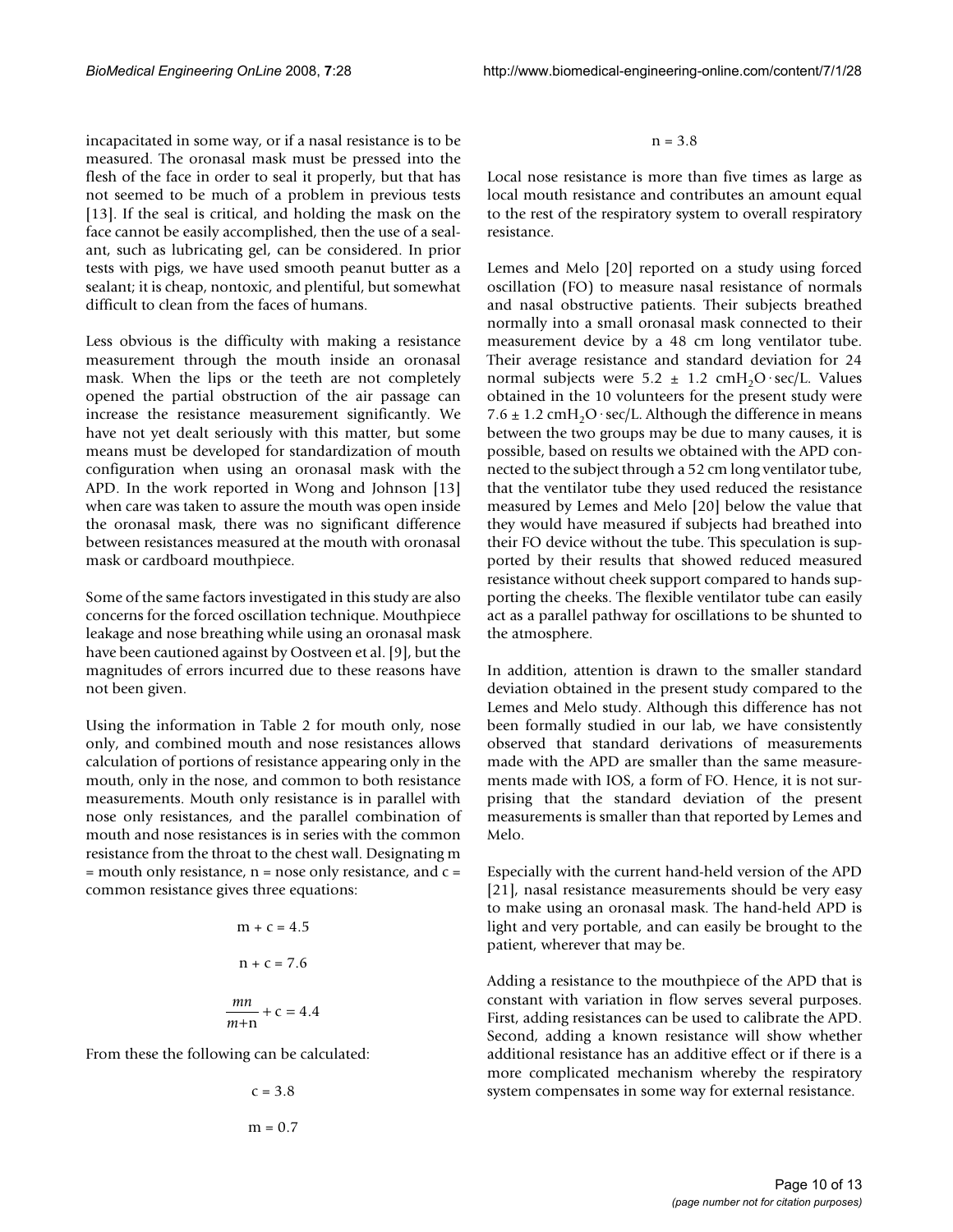incapacitated in some way, or if a nasal resistance is to be measured. The oronasal mask must be pressed into the flesh of the face in order to seal it properly, but that has not seemed to be much of a problem in previous tests [13]. If the seal is critical, and holding the mask on the face cannot be easily accomplished, then the use of a sealant, such as lubricating gel, can be considered. In prior tests with pigs, we have used smooth peanut butter as a sealant; it is cheap, nontoxic, and plentiful, but somewhat difficult to clean from the faces of humans.

Less obvious is the difficulty with making a resistance measurement through the mouth inside an oronasal mask. When the lips or the teeth are not completely opened the partial obstruction of the air passage can increase the resistance measurement significantly. We have not yet dealt seriously with this matter, but some means must be developed for standardization of mouth configuration when using an oronasal mask with the APD. In the work reported in Wong and Johnson [13] when care was taken to assure the mouth was open inside the oronasal mask, there was no significant difference between resistances measured at the mouth with oronasal mask or cardboard mouthpiece.

Some of the same factors investigated in this study are also concerns for the forced oscillation technique. Mouthpiece leakage and nose breathing while using an oronasal mask have been cautioned against by Oostveen et al. [9], but the magnitudes of errors incurred due to these reasons have not been given.

Using the information in Table 2 for mouth only, nose only, and combined mouth and nose resistances allows calculation of portions of resistance appearing only in the mouth, only in the nose, and common to both resistance measurements. Mouth only resistance is in parallel with nose only resistances, and the parallel combination of mouth and nose resistances is in series with the common resistance from the throat to the chest wall. Designating m = mouth only resistance, n = nose only resistance, and c = common resistance gives three equations:

$$m + c = 4.5$$

$$n + c = 7.6$$

$$\frac{mn}{m+n} + c = 4.4$$

From these the following can be calculated:

$$c = 3.8$$

$$m = 0.7$$

$$n = 3.8$$

Local nose resistance is more than five times as large as local mouth resistance and contributes an amount equal to the rest of the respiratory system to overall respiratory resistance.

Lemes and Melo [20] reported on a study using forced oscillation (FO) to measure nasal resistance of normals and nasal obstructive patients. Their subjects breathed normally into a small oronasal mask connected to their measurement device by a 48 cm long ventilator tube. Their average resistance and standard deviation for 24 normal subjects were $5.2 \pm 1.2$ $cmH_2O \cdot sec/L$. Values obtained in the 10 volunteers for the present study were $7.6 \pm 1.2$ $cmH_2O \cdot sec/L$. Although the difference in means between the two groups may be due to many causes, it is possible, based on results we obtained with the APD connected to the subject through a 52 cm long ventilator tube, that the ventilator tube they used reduced the resistance measured by Lemes and Melo [20] below the value that they would have measured if subjects had breathed into their FO device without the tube. This speculation is supported by their results that showed reduced measured resistance without cheek support compared to hands supporting the cheeks. The flexible ventilator tube can easily act as a parallel pathway for oscillations to be shunted to the atmosphere.

In addition, attention is drawn to the smaller standard deviation obtained in the present study compared to the Lemes and Melo study. Although this difference has not been formally studied in our lab, we have consistently observed that standard derivations of measurements made with the APD are smaller than the same measurements made with IOS, a form of FO. Hence, it is not surprising that the standard deviation of the present measurements is smaller than that reported by Lemes and Melo.

Especially with the current hand-held version of the APD [21], nasal resistance measurements should be very easy to make using an oronasal mask. The hand-held APD is light and very portable, and can easily be brought to the patient, wherever that may be.

Adding a resistance to the mouthpiece of the APD that is constant with variation in flow serves several purposes. First, adding resistances can be used to calibrate the APD. Second, adding a known resistance will show whether additional resistance has an additive effect or if there is a more complicated mechanism whereby the respiratory system compensates in some way for external resistance.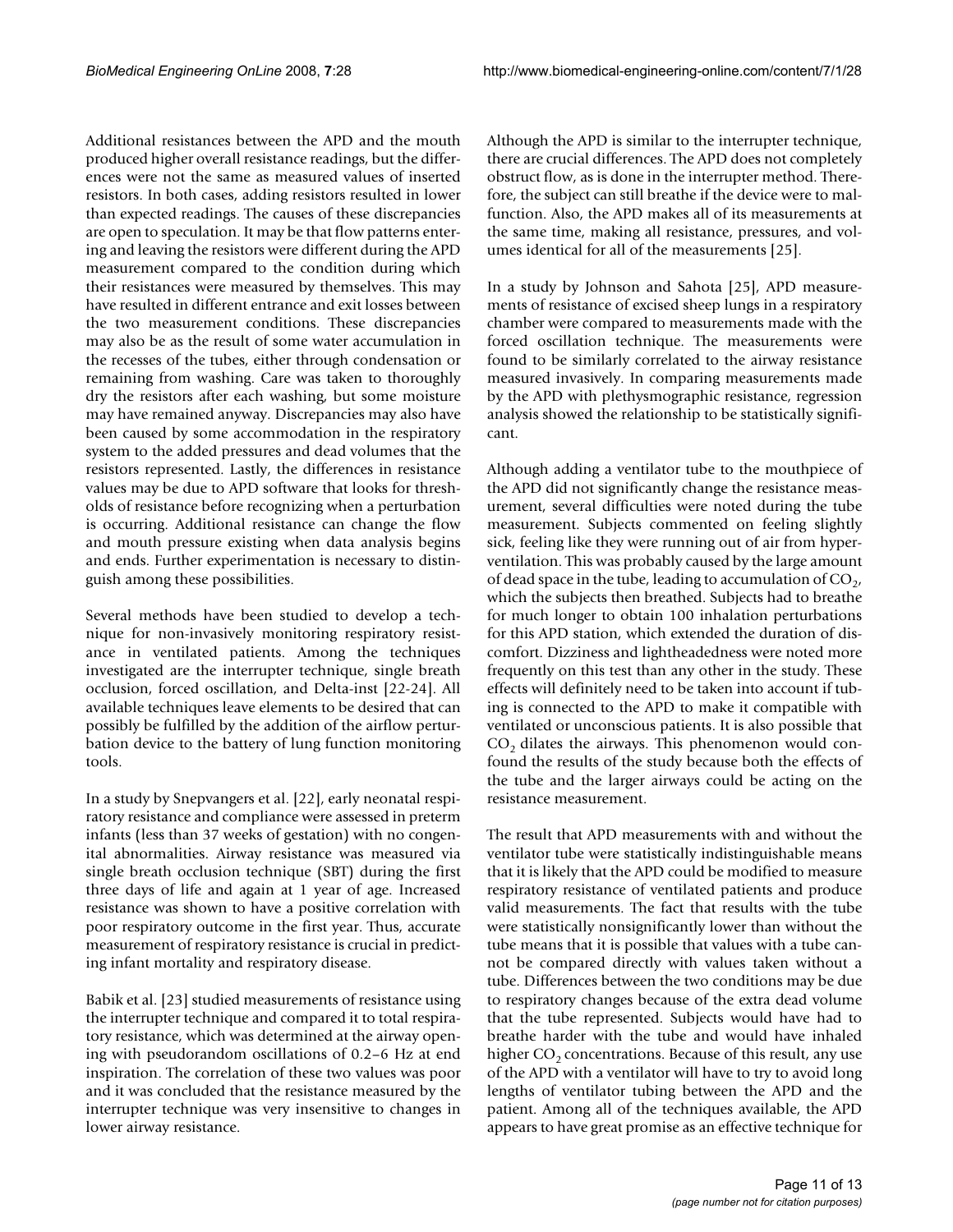Additional resistances between the APD and the mouth produced higher overall resistance readings, but the differences were not the same as measured values of inserted resistors. In both cases, adding resistors resulted in lower than expected readings. The causes of these discrepancies are open to speculation. It may be that flow patterns entering and leaving the resistors were different during the APD measurement compared to the condition during which their resistances were measured by themselves. This may have resulted in different entrance and exit losses between the two measurement conditions. These discrepancies may also be as the result of some water accumulation in the recesses of the tubes, either through condensation or remaining from washing. Care was taken to thoroughly dry the resistors after each washing, but some moisture may have remained anyway. Discrepancies may also have been caused by some accommodation in the respiratory system to the added pressures and dead volumes that the resistors represented. Lastly, the differences in resistance values may be due to APD software that looks for thresholds of resistance before recognizing when a perturbation is occurring. Additional resistance can change the flow and mouth pressure existing when data analysis begins and ends. Further experimentation is necessary to distinguish among these possibilities.

Several methods have been studied to develop a technique for non-invasively monitoring respiratory resistance in ventilated patients. Among the techniques investigated are the interrupter technique, single breath occlusion, forced oscillation, and Delta-inst [22-24]. All available techniques leave elements to be desired that can possibly be fulfilled by the addition of the airflow perturbation device to the battery of lung function monitoring tools.

In a study by Snepvangers et al. [22], early neonatal respiratory resistance and compliance were assessed in preterm infants (less than 37 weeks of gestation) with no congenital abnormalities. Airway resistance was measured via single breath occlusion technique (SBT) during the first three days of life and again at 1 year of age. Increased resistance was shown to have a positive correlation with poor respiratory outcome in the first year. Thus, accurate measurement of respiratory resistance is crucial in predicting infant mortality and respiratory disease.

Babik et al. [23] studied measurements of resistance using the interrupter technique and compared it to total respiratory resistance, which was determined at the airway opening with pseudorandom oscillations of 0.2–6 Hz at end inspiration. The correlation of these two values was poor and it was concluded that the resistance measured by the interrupter technique was very insensitive to changes in lower airway resistance.

Although the APD is similar to the interrupter technique, there are crucial differences. The APD does not completely obstruct flow, as is done in the interrupter method. Therefore, the subject can still breathe if the device were to malfunction. Also, the APD makes all of its measurements at the same time, making all resistance, pressures, and volumes identical for all of the measurements [25].

In a study by Johnson and Sahota [25], APD measurements of resistance of excised sheep lungs in a respiratory chamber were compared to measurements made with the forced oscillation technique. The measurements were found to be similarly correlated to the airway resistance measured invasively. In comparing measurements made by the APD with plethysmographic resistance, regression analysis showed the relationship to be statistically significant.

Although adding a ventilator tube to the mouthpiece of the APD did not significantly change the resistance measurement, several difficulties were noted during the tube measurement. Subjects commented on feeling slightly sick, feeling like they were running out of air from hyperventilation. This was probably caused by the large amount of dead space in the tube, leading to accumulation of $CO_2$, which the subjects then breathed. Subjects had to breathe for much longer to obtain 100 inhalation perturbations for this APD station, which extended the duration of discomfort. Dizziness and lightheadedness were noted more frequently on this test than any other in the study. These effects will definitely need to be taken into account if tubing is connected to the APD to make it compatible with ventilated or unconscious patients. It is also possible that $CO_2$ dilates the airways. This phenomenon would confound the results of the study because both the effects of the tube and the larger airways could be acting on the resistance measurement.

The result that APD measurements with and without the ventilator tube were statistically indistinguishable means that it is likely that the APD could be modified to measure respiratory resistance of ventilated patients and produce valid measurements. The fact that results with the tube were statistically nonsignificantly lower than without the tube means that it is possible that values with a tube cannot be compared directly with values taken without a tube. Differences between the two conditions may be due to respiratory changes because of the extra dead volume that the tube represented. Subjects would have had to breathe harder with the tube and would have inhaled higher $CO_2$ concentrations. Because of this result, any use of the APD with a ventilator will have to try to avoid long lengths of ventilator tubing between the APD and the patient. Among all of the techniques available, the APD appears to have great promise as an effective technique for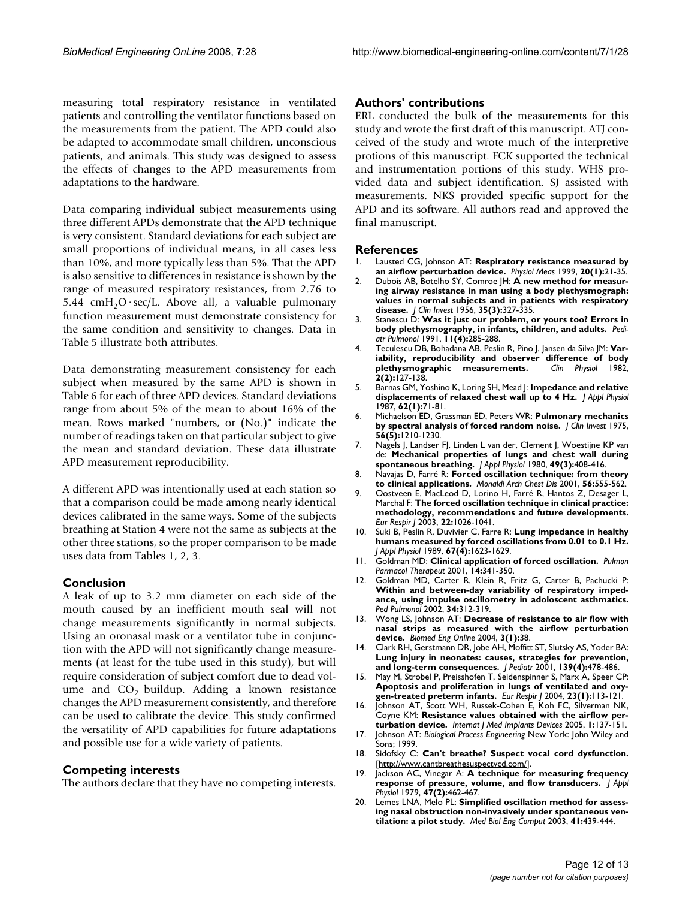measuring total respiratory resistance in ventilated patients and controlling the ventilator functions based on the measurements from the patient. The APD could also be adapted to accommodate small children, unconscious patients, and animals. This study was designed to assess the effects of changes to the APD measurements from adaptations to the hardware.

Data comparing individual subject measurements using three different APDs demonstrate that the APD technique is very consistent. Standard deviations for each subject are small proportions of individual means, in all cases less than 10%, and more typically less than 5%. That the APD is also sensitive to differences in resistance is shown by the range of measured respiratory resistances, from 2.76 to 5.44 $cmH_2O \cdot sec/L$. Above all, a valuable pulmonary function measurement must demonstrate consistency for the same condition and sensitivity to changes. Data in Table 5 illustrate both attributes.

Data demonstrating measurement consistency for each subject when measured by the same APD is shown in Table 6 for each of three APD devices. Standard deviations range from about 5% of the mean to about 16% of the mean. Rows marked "numbers, or (No.)" indicate the number of readings taken on that particular subject to give the mean and standard deviation. These data illustrate APD measurement reproducibility.

A different APD was intentionally used at each station so that a comparison could be made among nearly identical devices calibrated in the same ways. Some of the subjects breathing at Station 4 were not the same as subjects at the other three stations, so the proper comparison to be made uses data from Tables 1, 2, 3.

## Conclusion

A leak of up to 3.2 mm diameter on each side of the mouth caused by an inefficient mouth seal will not change measurements significantly in normal subjects. Using an oronasal mask or a ventilator tube in conjunction with the APD will not significantly change measurements (at least for the tube used in this study), but will require consideration of subject comfort due to dead volume and $CO_2$ buildup. Adding a known resistance changes the APD measurement consistently, and therefore can be used to calibrate the device. This study confirmed the versatility of APD capabilities for future adaptations and possible use for a wide variety of patients.

## Competing interests

The authors declare that they have no competing interests.

## Authors' contributions

ERL conducted the bulk of the measurements for this study and wrote the first draft of this manuscript. ATJ conceived of the study and wrote much of the interpretive protions of this manuscript. FCK supported the technical and instrumentation portions of this study. WHS provided data and subject identification. SJ assisted with measurements. NKS provided specific support for the APD and its software. All authors read and approved the final manuscript.

## References

1. Lausted CG, Johnson AT: **Respiratory resistance measured by an airflow perturbation device.** *Physiol Meas* 1999, **20(1)**:21-35.
2. Dubois AB, Botelho SY, Comroe JH: **A new method for measuring airway resistance in man using a body plethysmograph: values in normal subjects and in patients with respiratory disease.** *J Clin Invest* 1956, **35(3)**:327-335.
3. Stanescu D: **Was it just our problem, or yours too? Errors in body plethysmography, in infants, children, and adults.** *Pediatr Pulmonol* 1991, **11(4)**:285-288.
4. Teculescu DB, Bohadana AB, Peslin R, Pino J, Jansen da Silva JM: **Variability, reproducibility and observer difference of body plethysmographic measurements.** *Clin Physiol* 1982, **2(2)**:127-138.
5. Barnas GM, Yoshino K, Loring SH, Mead J: **Impedance and relative displacements of relaxed chest wall up to 4 Hz.** *J Appl Physiol* 1987, **62(1)**:71-81.
6. Michaelson ED, Grassman ED, Peters WR: **Pulmonary mechanics by spectral analysis of forced random noise.** *J Clin Invest* 1975, **56(5)**:1210-1230.
7. Nagels J, Landser FJ, Linden L van der, Clement J, Woestijne KP van de: **Mechanical properties of lungs and chest wall during spontaneous breathing.** *J Appl Physiol* 1980, **49(3)**:408-416.
8. Navajas D, Farré R: **Forced oscillation technique: from theory to clinical applications.** *Monaldi Arch Chest Dis* 2001, **56**:555-562.
9. Oostveen E, MacLeod D, Lorino H, Farré R, Hantos Z, Desager L, Marchal F: **The forced oscillation technique in clinical practice: methodology, recommendations and future developments.** *Eur Respir J* 2003, **22**:1026-1041.
10. Suki B, Peslin R, Duvivier C, Farre R: **Lung impedance in healthy humans measured by forced oscillations from 0.01 to 0.1 Hz.** *J Appl Physiol* 1989, **67(4)**:1623-1629.
11. Goldman MD: **Clinical application of forced oscillation.** *Pulmon Parmacol Therapeut* 2001, **14**:341-350.
12. Goldman MD, Carter R, Klein R, Fritz G, Carter B, Pachucki P: **Within and between-day variability of respiratory impedance, using impulse oscillometry in adoloscent asthmatics.** *Ped Pulmonol* 2002, **34**:312-319.
13. Wong LS, Johnson AT: **Decrease of resistance to air flow with nasal strips as measured with the airflow perturbation device.** *Biomed Eng Online* 2004, **3(1)**:38.
14. Clark RH, Gerstmann DR, Jobe AH, Moffitt ST, Slutsky AS, Yoder BA: **Lung injury in neonates: causes, strategies for prevention, and long-term consequences.** *J Pediatr* 2001, **139(4)**:478-486.
15. May M, Strobel P, Preisshofen T, Seidenspinner S, Marx A, Speer CP: **Apoptosis and proliferation in lungs of ventilated and oxygen-treated preterm infants.** *Eur Respir J* 2004, **23(1)**:113-121.
16. Johnson AT, Scott WH, Russek-Cohen E, Koh FC, Silverman NK, Coyne KM: **Resistance values obtained with the airflow perturbation device.** *Internat J Med Implants Devices* 2005, **1**:137-151.
17. Johnson AT: *Biological Process Engineering* New York: John Wiley and Sons; 1999.
18. Sidofsky C: **Can't breathe? Suspect vocal cord dysfunction.** [http://www.cantbreathesuspectvcd.com/].
19. Jackson AC, Vinegar A: **A technique for measuring frequency response of pressure, volume, and flow transducers.** *J Appl Physiol* 1979, **47(2)**:462-467.
20. Lemes LNA, Melo PL: **Simplified oscillation method for assessing nasal obstruction non-invasively under spontaneous ventilation: a pilot study.** *Med Biol Eng Comput* 2003, **41**:439-444.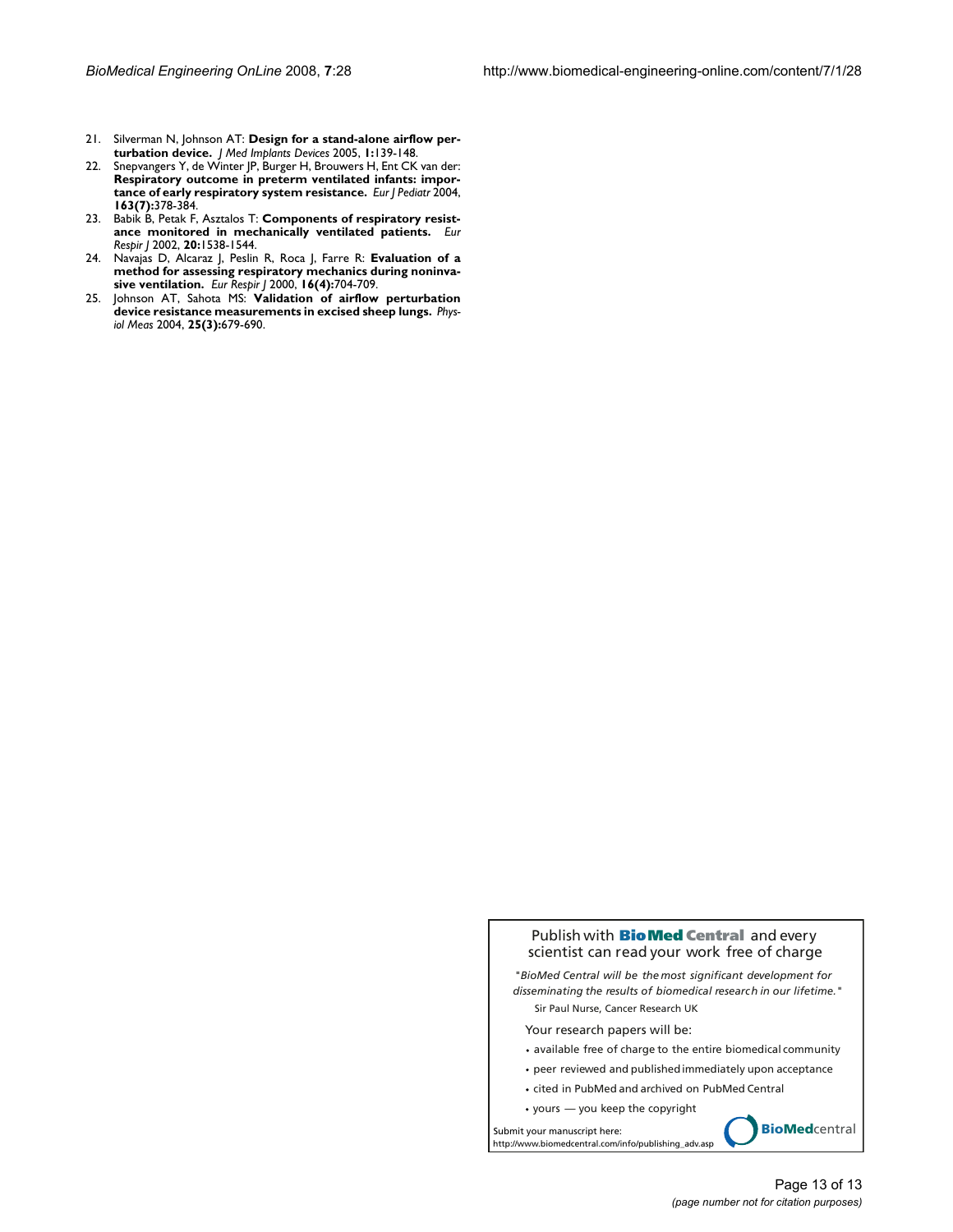21. Silverman N, Johnson AT: **Design for a stand-alone airflow perturbation device.** *J Med Implants Devices* 2005, **1:**139-148.
22. Snepvangers Y, de Winter JP, Burger H, Brouwers H, Ent CK van der: **Respiratory outcome in preterm ventilated infants: importance of early respiratory system resistance.** *Eur J Pediatr* 2004, **163(7):**378-384.
23. Babik B, Petak F, Asztalos T: **Components of respiratory resistance monitored in mechanically ventilated patients.** *Eur Respir J* 2002, **20:**1538-1544.
24. Navajas D, Alcaraz J, Peslin R, Roca J, Farre R: **Evaluation of a method for assessing respiratory mechanics during noninvasive ventilation.** *Eur Respir J* 2000, **16(4):**704-709.
25. Johnson AT, Sahota MS: **Validation of airflow perturbation device resistance measurements in excised sheep lungs.** *Physiol Meas* 2004, **25(3):**679-690.

Publish with **BioMed Central** and every scientist can read your work free of charge

*"BioMed Central will be the most significant development for disseminating the results of biomedical research in our lifetime."*

Sir Paul Nurse, Cancer Research UK

Your research papers will be:

- available free of charge to the entire biomedical community
- peer reviewed and published immediately upon acceptance
- cited in PubMed and archived on PubMed Central
- yours — you keep the copyright

Submit your manuscript here:
http://www.biomedcentral.com/info/publishing_adv.asp

**BioMed**central